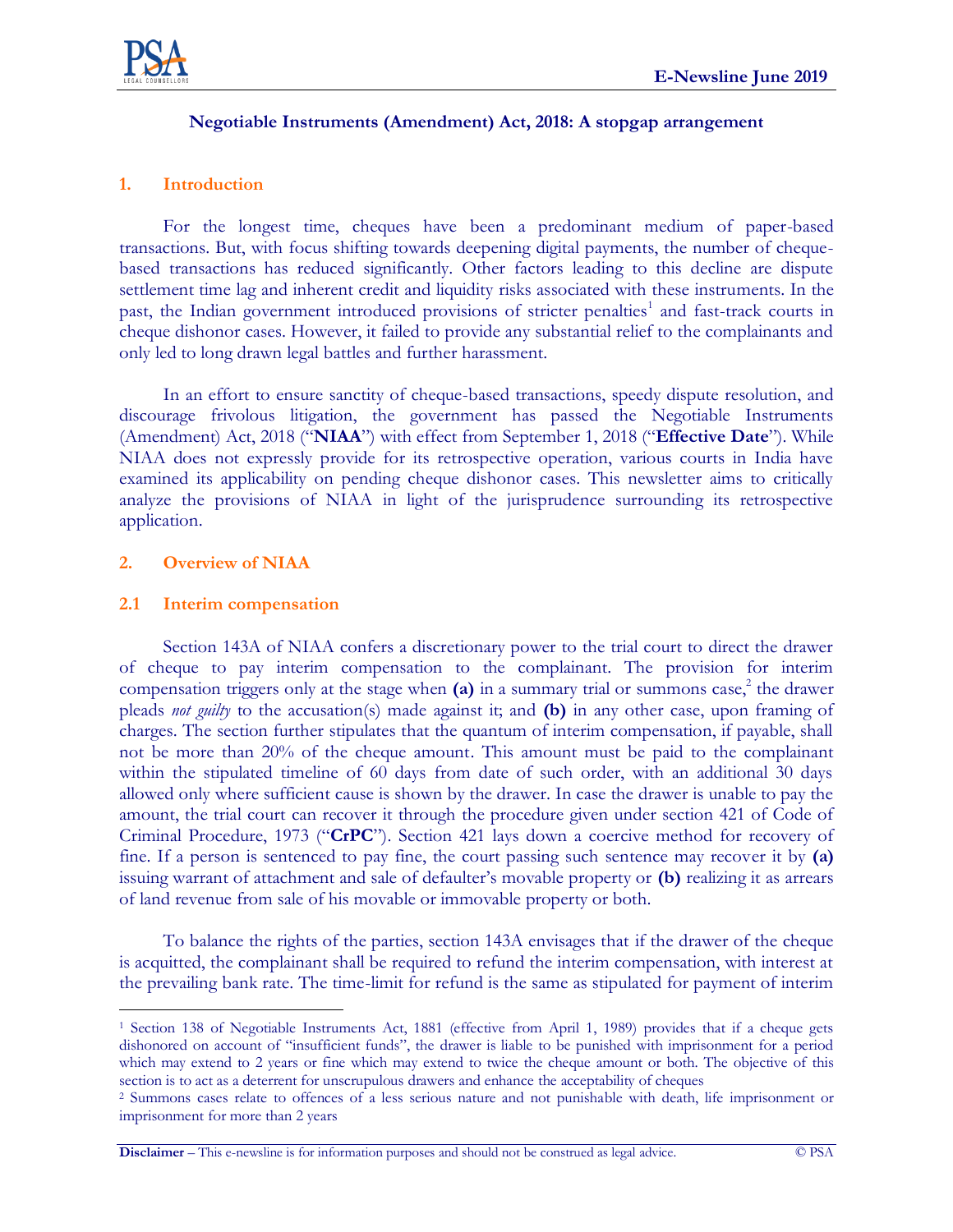# Negotiable Instruments (Amendment) Act, 2018: A stopgap arrangement

## 1. Introduction

For the longest time, cheques have been a predominant medium of paper-based transactions. But, with focus shifting towards deepening digital payments, the number of cheque-based transactions has reduced significantly. Other factors leading to this decline are dispute settlement time lag and inherent credit and liquidity risks associated with these instruments. In the past, the Indian government introduced provisions of stricter penalties[1] and fast-track courts in cheque dishonor cases. However, it failed to provide any substantial relief to the complainants and only led to long drawn legal battles and further harassment.

In an effort to ensure sanctity of cheque-based transactions, speedy dispute resolution, and discourage frivolous litigation, the government has passed the Negotiable Instruments (Amendment) Act, 2018 ("**NIAA**") with effect from September 1, 2018 ("**Effective Date**"). While NIAA does not expressly provide for its retrospective operation, various courts in India have examined its applicability on pending cheque dishonor cases. This newsletter aims to critically analyze the provisions of NIAA in light of the jurisprudence surrounding its retrospective application.

## 2. Overview of NIAA

### 2.1 Interim compensation

Section 143A of NIAA confers a discretionary power to the trial court to direct the drawer of cheque to pay interim compensation to the complainant. The provision for interim compensation triggers only at the stage when **(a)** in a summary trial or summons case,[2] the drawer pleads *not guilty* to the accusation(s) made against it; and **(b)** in any other case, upon framing of charges. The section further stipulates that the quantum of interim compensation, if payable, shall not be more than 20% of the cheque amount. This amount must be paid to the complainant within the stipulated timeline of 60 days from date of such order, with an additional 30 days allowed only where sufficient cause is shown by the drawer. In case the drawer is unable to pay the amount, the trial court can recover it through the procedure given under section 421 of Code of Criminal Procedure, 1973 ("**CrPC**"). Section 421 lays down a coercive method for recovery of fine. If a person is sentenced to pay fine, the court passing such sentence may recover it by **(a)** issuing warrant of attachment and sale of defaulter's movable property or **(b)** realizing it as arrears of land revenue from sale of his movable or immovable property or both.

To balance the rights of the parties, section 143A envisages that if the drawer of the cheque is acquitted, the complainant shall be required to refund the interim compensation, with interest at the prevailing bank rate. The time-limit for refund is the same as stipulated for payment of interim

---

[1] Section 138 of Negotiable Instruments Act, 1881 (effective from April 1, 1989) provides that if a cheque gets dishonored on account of "insufficient funds", the drawer is liable to be punished with imprisonment for a period which may extend to 2 years or fine which may extend to twice the cheque amount or both. The objective of this section is to act as a deterrent for unscrupulous drawers and enhance the acceptability of cheques

[2] Summons cases relate to offences of a less serious nature and not punishable with death, life imprisonment or imprisonment for more than 2 years

**Disclaimer** – This e-newsline is for information purposes and should not be construed as legal advice.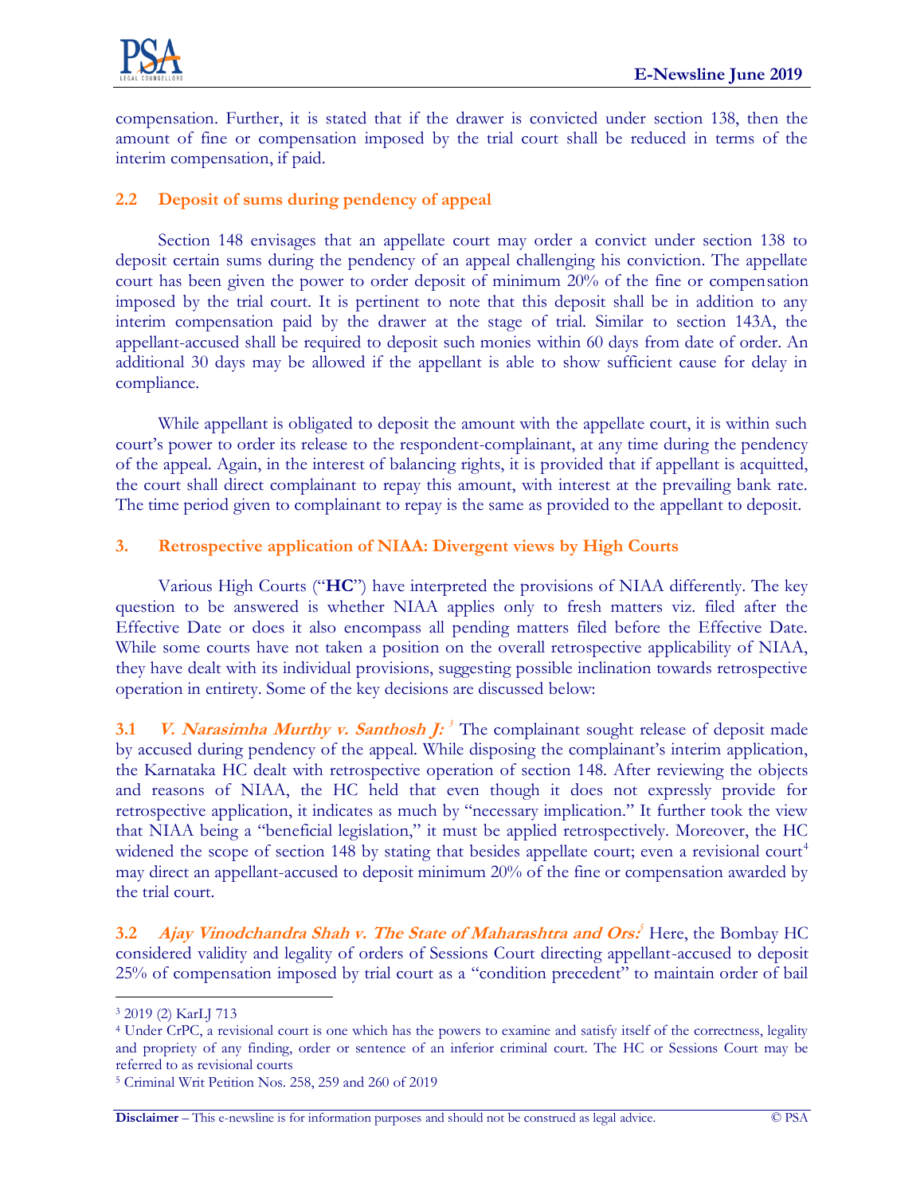compensation. Further, it is stated that if the drawer is convicted under section 138, then the amount of fine or compensation imposed by the trial court shall be reduced in terms of the interim compensation, if paid.

### 2.2 Deposit of sums during pendency of appeal

Section 148 envisages that an appellate court may order a convict under section 138 to deposit certain sums during the pendency of an appeal challenging his conviction. The appellate court has been given the power to order deposit of minimum 20% of the fine or compensation imposed by the trial court. It is pertinent to note that this deposit shall be in addition to any interim compensation paid by the drawer at the stage of trial. Similar to section 143A, the appellant-accused shall be required to deposit such monies within 60 days from date of order. An additional 30 days may be allowed if the appellant is able to show sufficient cause for delay in compliance.

While appellant is obligated to deposit the amount with the appellate court, it is within such court's power to order its release to the respondent-complainant, at any time during the pendency of the appeal. Again, in the interest of balancing rights, it is provided that if appellant is acquitted, the court shall direct complainant to repay this amount, with interest at the prevailing bank rate. The time period given to complainant to repay is the same as provided to the appellant to deposit.

## 3. Retrospective application of NIAA: Divergent views by High Courts

Various High Courts ("**HC**") have interpreted the provisions of NIAA differently. The key question to be answered is whether NIAA applies only to fresh matters viz. filed after the Effective Date or does it also encompass all pending matters filed before the Effective Date. While some courts have not taken a position on the overall retrospective applicability of NIAA, they have dealt with its individual provisions, suggesting possible inclination towards retrospective operation in entirety. Some of the key decisions are discussed below:

**3.1** ***V. Narasimha Murthy v. Santhosh J:***[3] The complainant sought release of deposit made by accused during pendency of the appeal. While disposing the complainant's interim application, the Karnataka HC dealt with retrospective operation of section 148. After reviewing the objects and reasons of NIAA, the HC held that even though it does not expressly provide for retrospective application, it indicates as much by "necessary implication." It further took the view that NIAA being a "beneficial legislation," it must be applied retrospectively. Moreover, the HC widened the scope of section 148 by stating that besides appellate court; even a revisional court[4] may direct an appellant-accused to deposit minimum 20% of the fine or compensation awarded by the trial court.

**3.2** ***Ajay Vinodchandra Shah v. The State of Maharashtra and Ors:***[5] Here, the Bombay HC considered validity and legality of orders of Sessions Court directing appellant-accused to deposit 25% of compensation imposed by trial court as a "condition precedent" to maintain order of bail

---

[3] 2019 (2) KarLJ 713

[4] Under CrPC, a revisional court is one which has the powers to examine and satisfy itself of the correctness, legality and propriety of any finding, order or sentence of an inferior criminal court. The HC or Sessions Court may be referred to as revisional courts

[5] Criminal Writ Petition Nos. 258, 259 and 260 of 2019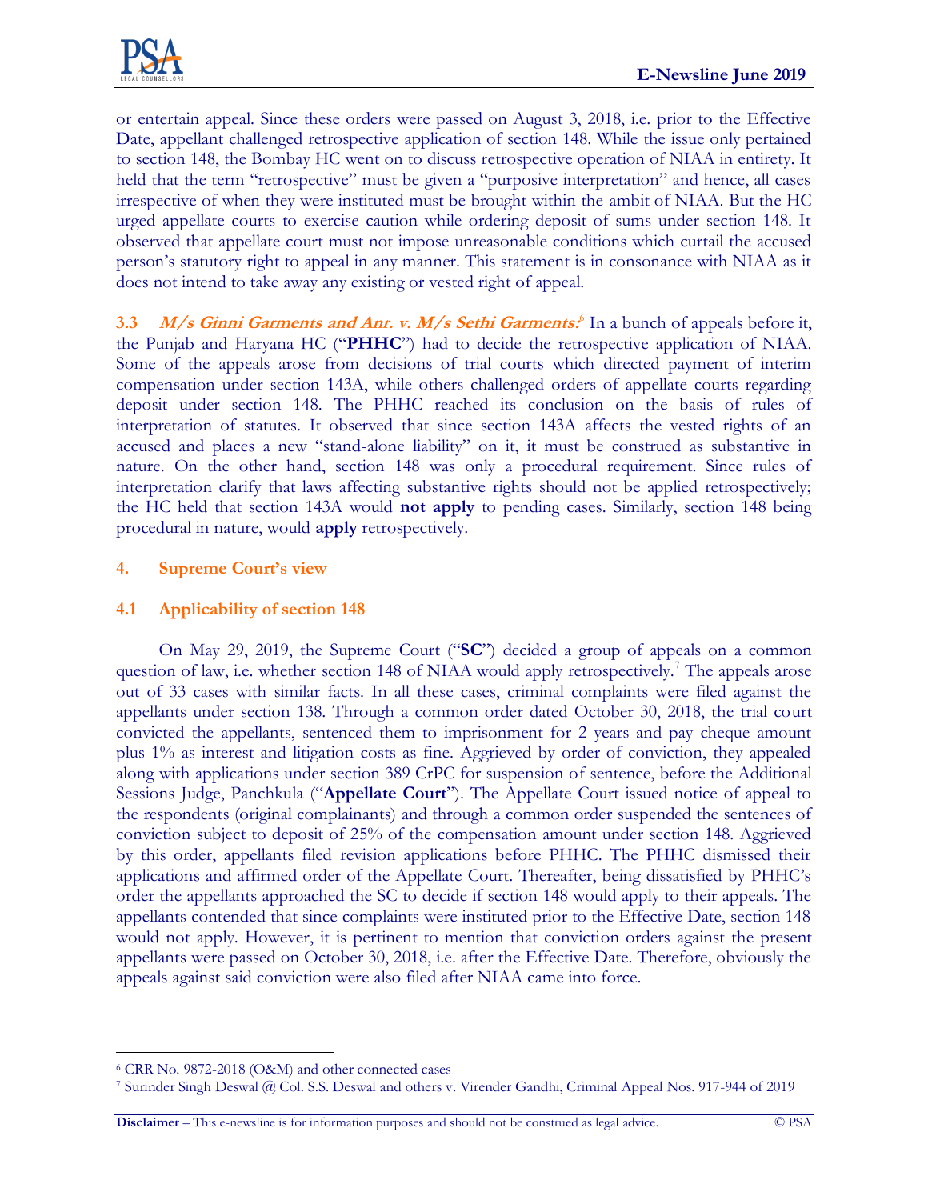or entertain appeal. Since these orders were passed on August 3, 2018, i.e. prior to the Effective Date, appellant challenged retrospective application of section 148. While the issue only pertained to section 148, the Bombay HC went on to discuss retrospective operation of NIAA in entirety. It held that the term "retrospective" must be given a "purposive interpretation" and hence, all cases irrespective of when they were instituted must be brought within the ambit of NIAA. But the HC urged appellate courts to exercise caution while ordering deposit of sums under section 148. It observed that appellate court must not impose unreasonable conditions which curtail the accused person's statutory right to appeal in any manner. This statement is in consonance with NIAA as it does not intend to take away any existing or vested right of appeal.

**3.3** ***M/s Ginni Garments and Anr. v. M/s Sethi Garments:***[6] In a bunch of appeals before it, the Punjab and Haryana HC ("**PHHC**") had to decide the retrospective application of NIAA. Some of the appeals arose from decisions of trial courts which directed payment of interim compensation under section 143A, while others challenged orders of appellate courts regarding deposit under section 148. The PHHC reached its conclusion on the basis of rules of interpretation of statutes. It observed that since section 143A affects the vested rights of an accused and places a new "stand-alone liability" on it, it must be construed as substantive in nature. On the other hand, section 148 was only a procedural requirement. Since rules of interpretation clarify that laws affecting substantive rights should not be applied retrospectively; the HC held that section 143A would **not apply** to pending cases. Similarly, section 148 being procedural in nature, would **apply** retrospectively.

## 4. Supreme Court's view

### 4.1 Applicability of section 148

On May 29, 2019, the Supreme Court ("**SC**") decided a group of appeals on a common question of law, i.e. whether section 148 of NIAA would apply retrospectively.[7] The appeals arose out of 33 cases with similar facts. In all these cases, criminal complaints were filed against the appellants under section 138. Through a common order dated October 30, 2018, the trial court convicted the appellants, sentenced them to imprisonment for 2 years and pay cheque amount plus 1% as interest and litigation costs as fine. Aggrieved by order of conviction, they appealed along with applications under section 389 CrPC for suspension of sentence, before the Additional Sessions Judge, Panchkula ("**Appellate Court**"). The Appellate Court issued notice of appeal to the respondents (original complainants) and through a common order suspended the sentences of conviction subject to deposit of 25% of the compensation amount under section 148. Aggrieved by this order, appellants filed revision applications before PHHC. The PHHC dismissed their applications and affirmed order of the Appellate Court. Thereafter, being dissatisfied by PHHC's order the appellants approached the SC to decide if section 148 would apply to their appeals. The appellants contended that since complaints were instituted prior to the Effective Date, section 148 would not apply. However, it is pertinent to mention that conviction orders against the present appellants were passed on October 30, 2018, i.e. after the Effective Date. Therefore, obviously the appeals against said conviction were also filed after NIAA came into force.

---

[6] CRR No. 9872-2018 (O&M) and other connected cases

[7] Surinder Singh Deswal @ Col. S.S. Deswal and others v. Virender Gandhi, Criminal Appeal Nos. 917-944 of 2019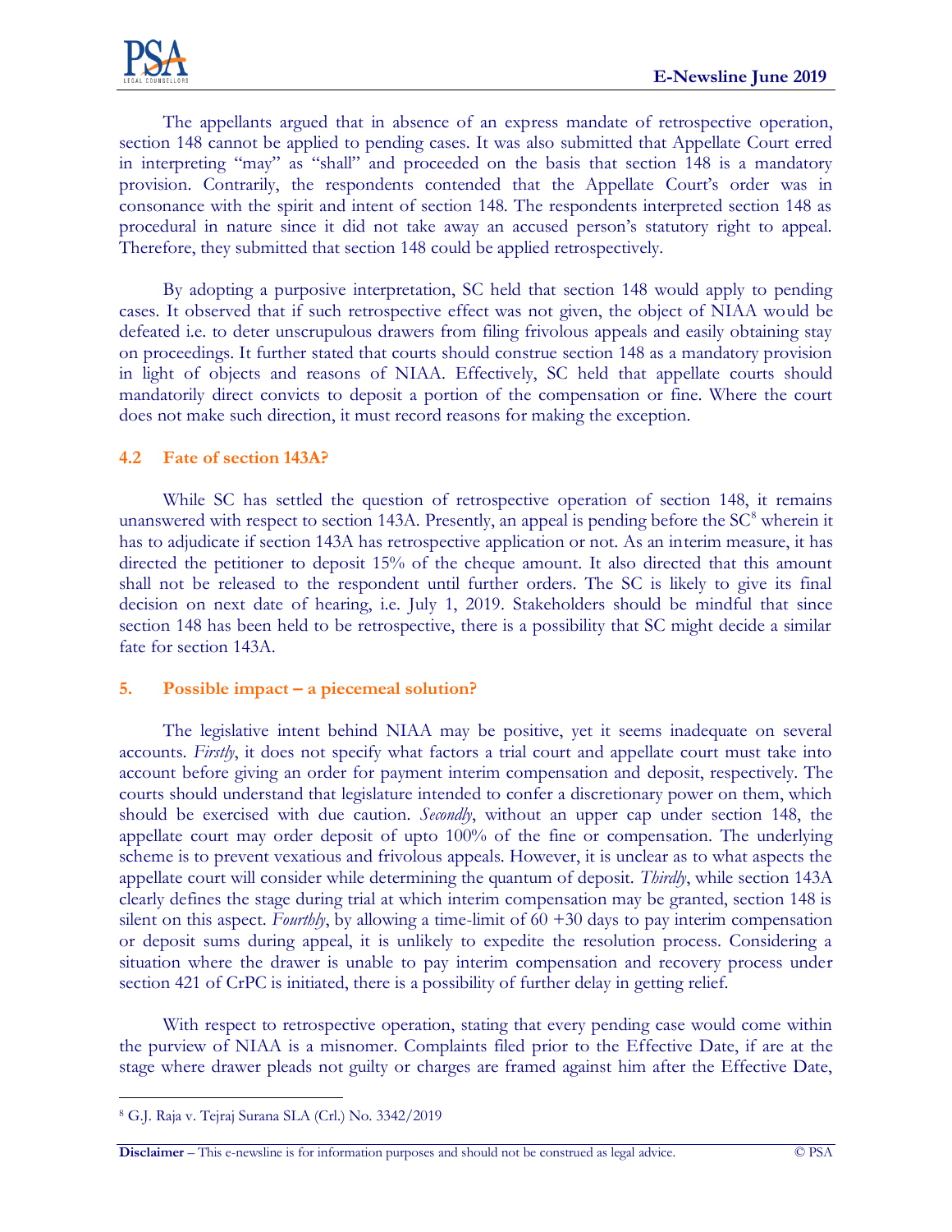The appellants argued that in absence of an express mandate of retrospective operation, section 148 cannot be applied to pending cases. It was also submitted that Appellate Court erred in interpreting "may" as "shall" and proceeded on the basis that section 148 is a mandatory provision. Contrarily, the respondents contended that the Appellate Court's order was in consonance with the spirit and intent of section 148. The respondents interpreted section 148 as procedural in nature since it did not take away an accused person's statutory right to appeal. Therefore, they submitted that section 148 could be applied retrospectively.

By adopting a purposive interpretation, SC held that section 148 would apply to pending cases. It observed that if such retrospective effect was not given, the object of NIAA would be defeated i.e. to deter unscrupulous drawers from filing frivolous appeals and easily obtaining stay on proceedings. It further stated that courts should construe section 148 as a mandatory provision in light of objects and reasons of NIAA. Effectively, SC held that appellate courts should mandatorily direct convicts to deposit a portion of the compensation or fine. Where the court does not make such direction, it must record reasons for making the exception.

### 4.2 Fate of section 143A?

While SC has settled the question of retrospective operation of section 148, it remains unanswered with respect to section 143A. Presently, an appeal is pending before the SC[8] wherein it has to adjudicate if section 143A has retrospective application or not. As an interim measure, it has directed the petitioner to deposit 15% of the cheque amount. It also directed that this amount shall not be released to the respondent until further orders. The SC is likely to give its final decision on next date of hearing, i.e. July 1, 2019. Stakeholders should be mindful that since section 148 has been held to be retrospective, there is a possibility that SC might decide a similar fate for section 143A.

## 5. Possible impact – a piecemeal solution?

The legislative intent behind NIAA may be positive, yet it seems inadequate on several accounts. *Firstly*, it does not specify what factors a trial court and appellate court must take into account before giving an order for payment interim compensation and deposit, respectively. The courts should understand that legislature intended to confer a discretionary power on them, which should be exercised with due caution. *Secondly*, without an upper cap under section 148, the appellate court may order deposit of upto 100% of the fine or compensation. The underlying scheme is to prevent vexatious and frivolous appeals. However, it is unclear as to what aspects the appellate court will consider while determining the quantum of deposit. *Thirdly*, while section 143A clearly defines the stage during trial at which interim compensation may be granted, section 148 is silent on this aspect. *Fourthly*, by allowing a time-limit of 60 +30 days to pay interim compensation or deposit sums during appeal, it is unlikely to expedite the resolution process. Considering a situation where the drawer is unable to pay interim compensation and recovery process under section 421 of CrPC is initiated, there is a possibility of further delay in getting relief.

With respect to retrospective operation, stating that every pending case would come within the purview of NIAA is a misnomer. Complaints filed prior to the Effective Date, if are at the stage where drawer pleads not guilty or charges are framed against him after the Effective Date,

---

[8] G.J. Raja v. Tejraj Surana SLA (Crl.) No. 3342/2019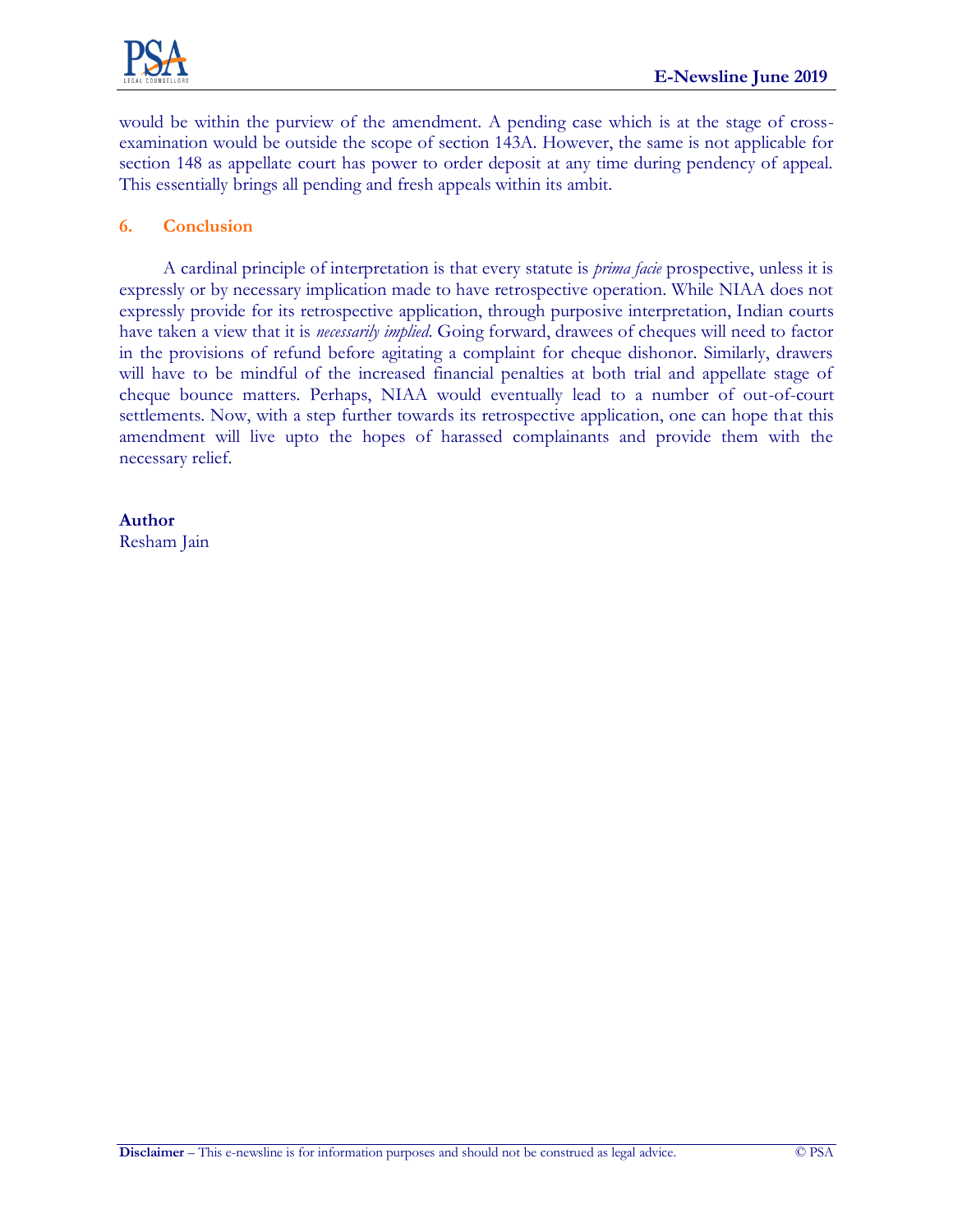would be within the purview of the amendment. A pending case which is at the stage of cross-examination would be outside the scope of section 143A. However, the same is not applicable for section 148 as appellate court has power to order deposit at any time during pendency of appeal. This essentially brings all pending and fresh appeals within its ambit.

## 6. Conclusion

A cardinal principle of interpretation is that every statute is *prima facie* prospective, unless it is expressly or by necessary implication made to have retrospective operation. While NIAA does not expressly provide for its retrospective application, through purposive interpretation, Indian courts have taken a view that it is *necessarily implied*. Going forward, drawees of cheques will need to factor in the provisions of refund before agitating a complaint for cheque dishonor. Similarly, drawers will have to be mindful of the increased financial penalties at both trial and appellate stage of cheque bounce matters. Perhaps, NIAA would eventually lead to a number of out-of-court settlements. Now, with a step further towards its retrospective application, one can hope that this amendment will live upto the hopes of harassed complainants and provide them with the necessary relief.

**Author**
Resham Jain

**Disclaimer** – This e-newsline is for information purposes and should not be construed as legal advice.